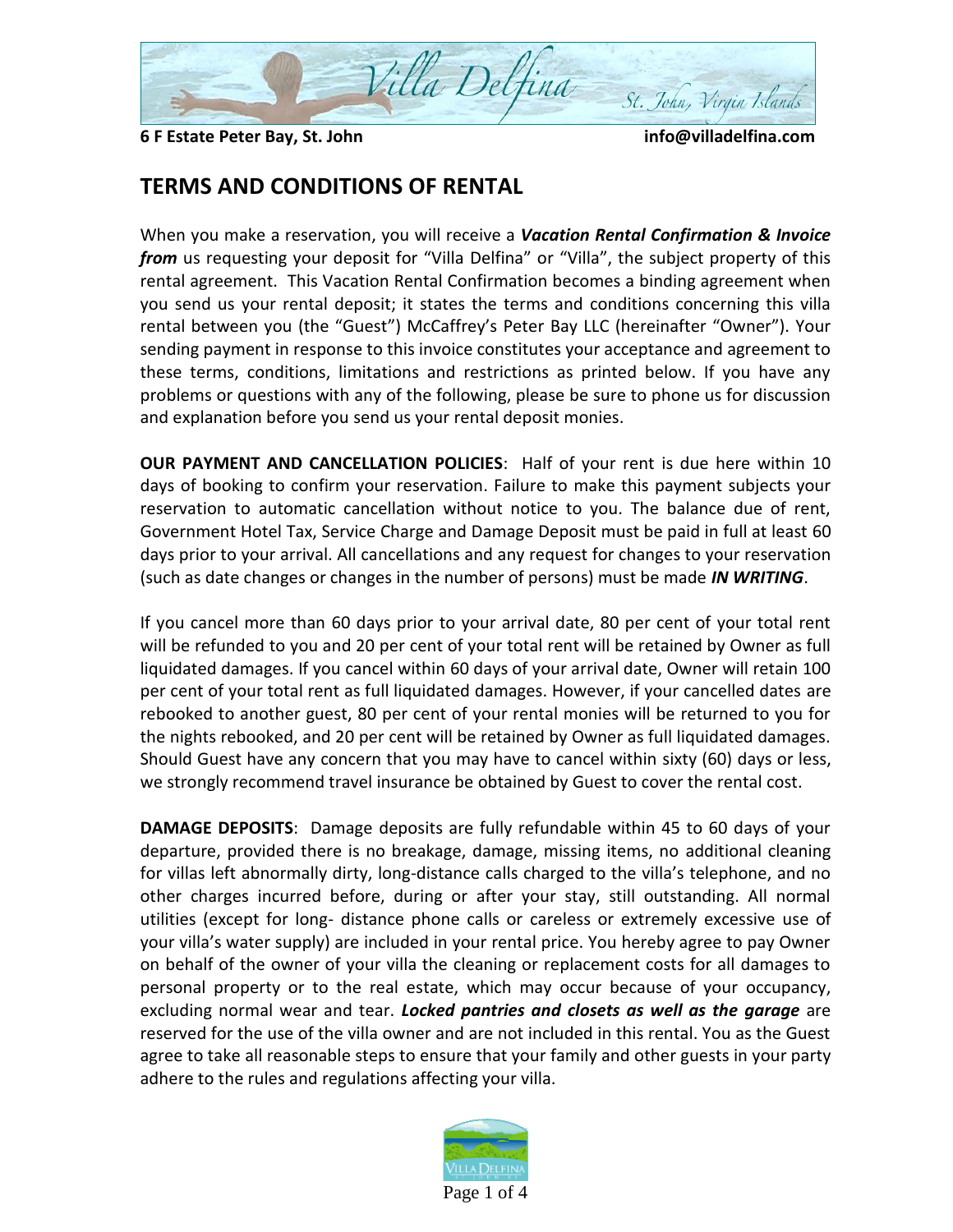6 F Estate Peter Bay, St. John info@villadelfina.com

# TERMS AND CONDITIONS OF RENTAL

When you make a reservation, you will receive a ***Vacation Rental Confirmation & Invoice from*** us requesting your deposit for "Villa Delfina" or "Villa", the subject property of this rental agreement. This Vacation Rental Confirmation becomes a binding agreement when you send us your rental deposit; it states the terms and conditions concerning this villa rental between you (the "Guest") McCaffrey's Peter Bay LLC (hereinafter "Owner"). Your sending payment in response to this invoice constitutes your acceptance and agreement to these terms, conditions, limitations and restrictions as printed below. If you have any problems or questions with any of the following, please be sure to phone us for discussion and explanation before you send us your rental deposit monies.

**OUR PAYMENT AND CANCELLATION POLICIES**: Half of your rent is due here within 10 days of booking to confirm your reservation. Failure to make this payment subjects your reservation to automatic cancellation without notice to you. The balance due of rent, Government Hotel Tax, Service Charge and Damage Deposit must be paid in full at least 60 days prior to your arrival. All cancellations and any request for changes to your reservation (such as date changes or changes in the number of persons) must be made ***IN WRITING***.

If you cancel more than 60 days prior to your arrival date, 80 per cent of your total rent will be refunded to you and 20 per cent of your total rent will be retained by Owner as full liquidated damages. If you cancel within 60 days of your arrival date, Owner will retain 100 per cent of your total rent as full liquidated damages. However, if your cancelled dates are rebooked to another guest, 80 per cent of your rental monies will be returned to you for the nights rebooked, and 20 per cent will be retained by Owner as full liquidated damages. Should Guest have any concern that you may have to cancel within sixty (60) days or less, we strongly recommend travel insurance be obtained by Guest to cover the rental cost.

**DAMAGE DEPOSITS**: Damage deposits are fully refundable within 45 to 60 days of your departure, provided there is no breakage, damage, missing items, no additional cleaning for villas left abnormally dirty, long-distance calls charged to the villa's telephone, and no other charges incurred before, during or after your stay, still outstanding. All normal utilities (except for long- distance phone calls or careless or extremely excessive use of your villa's water supply) are included in your rental price. You hereby agree to pay Owner on behalf of the owner of your villa the cleaning or replacement costs for all damages to personal property or to the real estate, which may occur because of your occupancy, excluding normal wear and tear. ***Locked pantries and closets as well as the garage*** are reserved for the use of the villa owner and are not included in this rental. You as the Guest agree to take all reasonable steps to ensure that your family and other guests in your party adhere to the rules and regulations affecting your villa.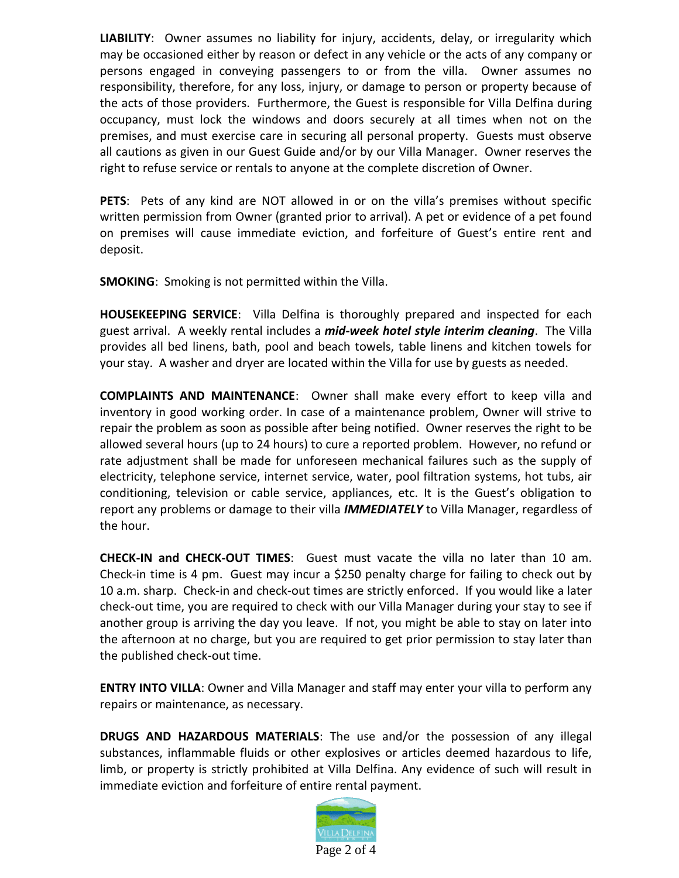**LIABILITY**: Owner assumes no liability for injury, accidents, delay, or irregularity which may be occasioned either by reason or defect in any vehicle or the acts of any company or persons engaged in conveying passengers to or from the villa. Owner assumes no responsibility, therefore, for any loss, injury, or damage to person or property because of the acts of those providers. Furthermore, the Guest is responsible for Villa Delfina during occupancy, must lock the windows and doors securely at all times when not on the premises, and must exercise care in securing all personal property. Guests must observe all cautions as given in our Guest Guide and/or by our Villa Manager. Owner reserves the right to refuse service or rentals to anyone at the complete discretion of Owner.

**PETS**: Pets of any kind are NOT allowed in or on the villa's premises without specific written permission from Owner (granted prior to arrival). A pet or evidence of a pet found on premises will cause immediate eviction, and forfeiture of Guest's entire rent and deposit.

**SMOKING**: Smoking is not permitted within the Villa.

**HOUSEKEEPING SERVICE**: Villa Delfina is thoroughly prepared and inspected for each guest arrival. A weekly rental includes a ***mid-week hotel style interim cleaning***. The Villa provides all bed linens, bath, pool and beach towels, table linens and kitchen towels for your stay. A washer and dryer are located within the Villa for use by guests as needed.

**COMPLAINTS AND MAINTENANCE**: Owner shall make every effort to keep villa and inventory in good working order. In case of a maintenance problem, Owner will strive to repair the problem as soon as possible after being notified. Owner reserves the right to be allowed several hours (up to 24 hours) to cure a reported problem. However, no refund or rate adjustment shall be made for unforeseen mechanical failures such as the supply of electricity, telephone service, internet service, water, pool filtration systems, hot tubs, air conditioning, television or cable service, appliances, etc. It is the Guest's obligation to report any problems or damage to their villa ***IMMEDIATELY*** to Villa Manager, regardless of the hour.

**CHECK-IN and CHECK-OUT TIMES**: Guest must vacate the villa no later than 10 am. Check-in time is 4 pm. Guest may incur a $250 penalty charge for failing to check out by 10 a.m. sharp. Check-in and check-out times are strictly enforced. If you would like a later check-out time, you are required to check with our Villa Manager during your stay to see if another group is arriving the day you leave. If not, you might be able to stay on later into the afternoon at no charge, but you are required to get prior permission to stay later than the published check-out time.

**ENTRY INTO VILLA**: Owner and Villa Manager and staff may enter your villa to perform any repairs or maintenance, as necessary.

**DRUGS AND HAZARDOUS MATERIALS**: The use and/or the possession of any illegal substances, inflammable fluids or other explosives or articles deemed hazardous to life, limb, or property is strictly prohibited at Villa Delfina. Any evidence of such will result in immediate eviction and forfeiture of entire rental payment.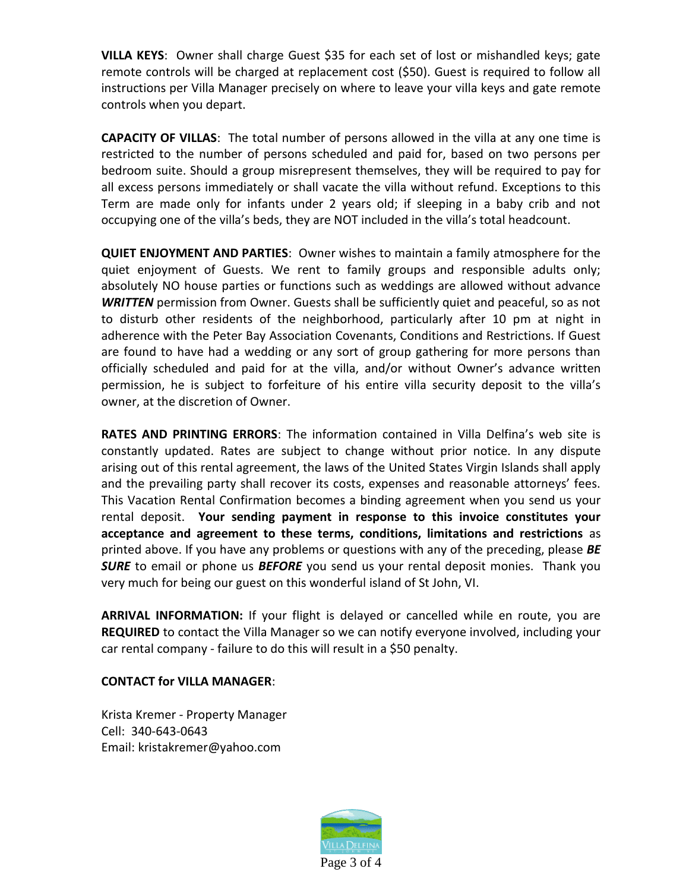**VILLA KEYS**: Owner shall charge Guest $35 for each set of lost or mishandled keys; gate remote controls will be charged at replacement cost ($50). Guest is required to follow all instructions per Villa Manager precisely on where to leave your villa keys and gate remote controls when you depart.

**CAPACITY OF VILLAS**: The total number of persons allowed in the villa at any one time is restricted to the number of persons scheduled and paid for, based on two persons per bedroom suite. Should a group misrepresent themselves, they will be required to pay for all excess persons immediately or shall vacate the villa without refund. Exceptions to this Term are made only for infants under 2 years old; if sleeping in a baby crib and not occupying one of the villa's beds, they are NOT included in the villa's total headcount.

**QUIET ENJOYMENT AND PARTIES**: Owner wishes to maintain a family atmosphere for the quiet enjoyment of Guests. We rent to family groups and responsible adults only; absolutely NO house parties or functions such as weddings are allowed without advance ***WRITTEN*** permission from Owner. Guests shall be sufficiently quiet and peaceful, so as not to disturb other residents of the neighborhood, particularly after 10 pm at night in adherence with the Peter Bay Association Covenants, Conditions and Restrictions. If Guest are found to have had a wedding or any sort of group gathering for more persons than officially scheduled and paid for at the villa, and/or without Owner's advance written permission, he is subject to forfeiture of his entire villa security deposit to the villa's owner, at the discretion of Owner.

**RATES AND PRINTING ERRORS**: The information contained in Villa Delfina's web site is constantly updated. Rates are subject to change without prior notice. In any dispute arising out of this rental agreement, the laws of the United States Virgin Islands shall apply and the prevailing party shall recover its costs, expenses and reasonable attorneys' fees. This Vacation Rental Confirmation becomes a binding agreement when you send us your rental deposit. **Your sending payment in response to this invoice constitutes your acceptance and agreement to these terms, conditions, limitations and restrictions** as printed above. If you have any problems or questions with any of the preceding, please ***BE SURE*** to email or phone us ***BEFORE*** you send us your rental deposit monies. Thank you very much for being our guest on this wonderful island of St John, VI.

**ARRIVAL INFORMATION:** If your flight is delayed or cancelled while en route, you are **REQUIRED** to contact the Villa Manager so we can notify everyone involved, including your car rental company - failure to do this will result in a $50 penalty.

**CONTACT for VILLA MANAGER**:

Krista Kremer - Property Manager
Cell: 340-643-0643
Email: kristakremer@yahoo.com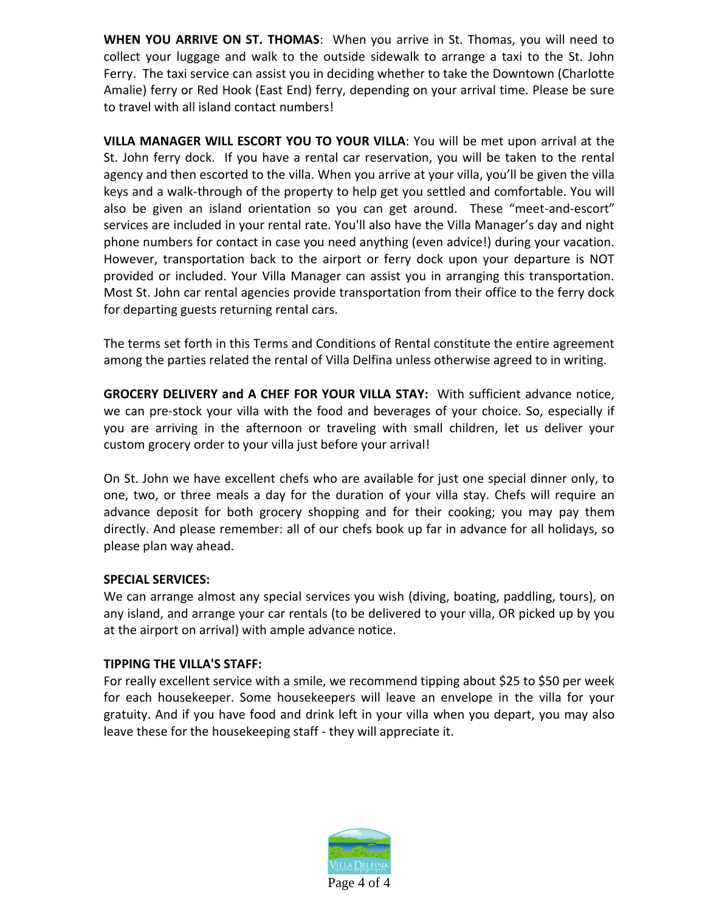**WHEN YOU ARRIVE ON ST. THOMAS**: When you arrive in St. Thomas, you will need to collect your luggage and walk to the outside sidewalk to arrange a taxi to the St. John Ferry. The taxi service can assist you in deciding whether to take the Downtown (Charlotte Amalie) ferry or Red Hook (East End) ferry, depending on your arrival time. Please be sure to travel with all island contact numbers!

**VILLA MANAGER WILL ESCORT YOU TO YOUR VILLA**: You will be met upon arrival at the St. John ferry dock. If you have a rental car reservation, you will be taken to the rental agency and then escorted to the villa. When you arrive at your villa, you'll be given the villa keys and a walk-through of the property to help get you settled and comfortable. You will also be given an island orientation so you can get around. These "meet-and-escort" services are included in your rental rate. You'll also have the Villa Manager's day and night phone numbers for contact in case you need anything (even advice!) during your vacation. However, transportation back to the airport or ferry dock upon your departure is NOT provided or included. Your Villa Manager can assist you in arranging this transportation. Most St. John car rental agencies provide transportation from their office to the ferry dock for departing guests returning rental cars.

The terms set forth in this Terms and Conditions of Rental constitute the entire agreement among the parties related the rental of Villa Delfina unless otherwise agreed to in writing.

**GROCERY DELIVERY and A CHEF FOR YOUR VILLA STAY:** With sufficient advance notice, we can pre-stock your villa with the food and beverages of your choice. So, especially if you are arriving in the afternoon or traveling with small children, let us deliver your custom grocery order to your villa just before your arrival!

On St. John we have excellent chefs who are available for just one special dinner only, to one, two, or three meals a day for the duration of your villa stay. Chefs will require an advance deposit for both grocery shopping and for their cooking; you may pay them directly. And please remember: all of our chefs book up far in advance for all holidays, so please plan way ahead.

**SPECIAL SERVICES:**

We can arrange almost any special services you wish (diving, boating, paddling, tours), on any island, and arrange your car rentals (to be delivered to your villa, OR picked up by you at the airport on arrival) with ample advance notice.

**TIPPING THE VILLA'S STAFF:**

For really excellent service with a smile, we recommend tipping about $25 to $50 per week for each housekeeper. Some housekeepers will leave an envelope in the villa for your gratuity. And if you have food and drink left in your villa when you depart, you may also leave these for the housekeeping staff - they will appreciate it.